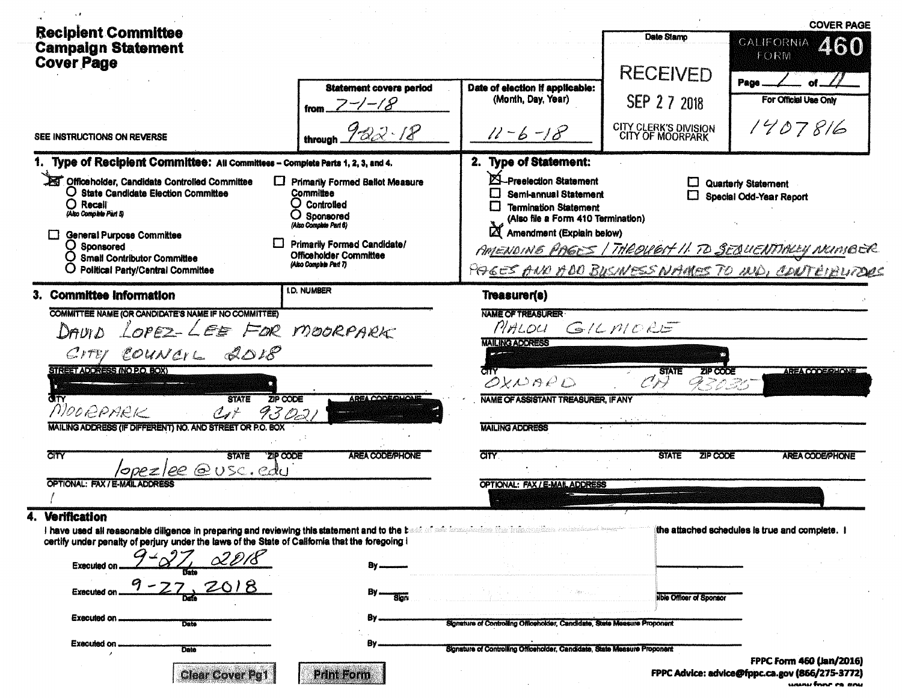# Recipient Committee Campaign Statement Cover Page

SEE INSTRUCTIONS ON REVERSE

**COVER PAGE**

**CALIFORNIA FORM 460**

Page 1 of 11

For Official Use Only: 1407816

Date Stamp: RECEIVED SEP 27 2018 CITY CLERK'S DIVISION CITY OF MOORPARK

| Statement covers period | Date of election if applicable: (Month, Day, Year) |
|---|---|
| from 7-1-18 | 11-6-18 |
| through 9-22-18 | |

## 1. Type of Recipient Committee: All Committees – Complete Parts 1, 2, 3, and 4.

- [x] Officeholder, Candidate Controlled Committee
  - ○ State Candidate Election Committee
  - ○ Recall (Also Complete Part 5)
- [ ] General Purpose Committee
  - ○ Sponsored
  - ○ Small Contributor Committee
  - ○ Political Party/Central Committee
- [ ] Primarily Formed Ballot Measure Committee
  - ○ Controlled
  - ○ Sponsored (Also Complete Part 6)
- [ ] Primarily Formed Candidate/Officeholder Committee (Also Complete Part 7)

## 2. Type of Statement:

- [x] Preelection Statement
- [ ] Semi-annual Statement
- [ ] Termination Statement (Also file a Form 410 Termination)
- [x] Amendment (Explain below)
- [ ] Quarterly Statement
- [ ] Special Odd-Year Report

AMENDING PAGES 1 THROUGH 11 TO SEQUENTIALLY NUMBER PAGES AND ADD BUSINESS NAMES TO IND. CONTRIBUTORS

## 3. Committee Information

I.D. NUMBER:

COMMITTEE NAME (OR CANDIDATE'S NAME IF NO COMMITTEE): DAVID LOPEZ-LEE FOR MOORPARK CITY COUNCIL 2018

STREET ADDRESS (NO P.O. BOX): [redacted]

| CITY | STATE | ZIP CODE | AREA CODE/PHONE |
|---|---|---|---|
| MOORPARK | CA | 93021 | [redacted] |

MAILING ADDRESS (IF DIFFERENT) NO. AND STREET OR P.O. BOX:

| CITY | STATE | ZIP CODE | AREA CODE/PHONE |
|---|---|---|---|
| | | | |

OPTIONAL: FAX / E-MAIL ADDRESS: lopezlee@usc.edu

### Treasurer(s)

NAME OF TREASURER: MALOU GILMORE

MAILING ADDRESS: [redacted]

| CITY | STATE | ZIP CODE | AREA CODE/PHONE |
|---|---|---|---|
| OXNARD | CA | 93035 | [redacted] |

NAME OF ASSISTANT TREASURER, IF ANY:

MAILING ADDRESS:

| CITY | STATE | ZIP CODE | AREA CODE/PHONE |
|---|---|---|---|
| | | | |

OPTIONAL: FAX / E-MAIL ADDRESS: [redacted]

## 4. Verification

I have used all reasonable diligence in preparing and reviewing this statement and to the b[...] the attached schedules is true and complete. I certify under penalty of perjury under the laws of the State of California that the foregoing i[...]

Executed on 9-27, 2018 (Date) By ______

Executed on 9-27, 2018 (Date) By ______ Sign[...] [...]ible Officer of Sponsor

Executed on ______ (Date) By ______ Signature of Controlling Officeholder, Candidate, State Measure Proponent

Executed on ______ (Date) By ______ Signature of Controlling Officeholder, Candidate, State Measure Proponent

Clear Cover Pg1 | Print Form

FPPC Form 460 (Jan/2016)
FPPC Advice: advice@fppc.ca.gov (866/275-3772)
www.fppc.ca.gov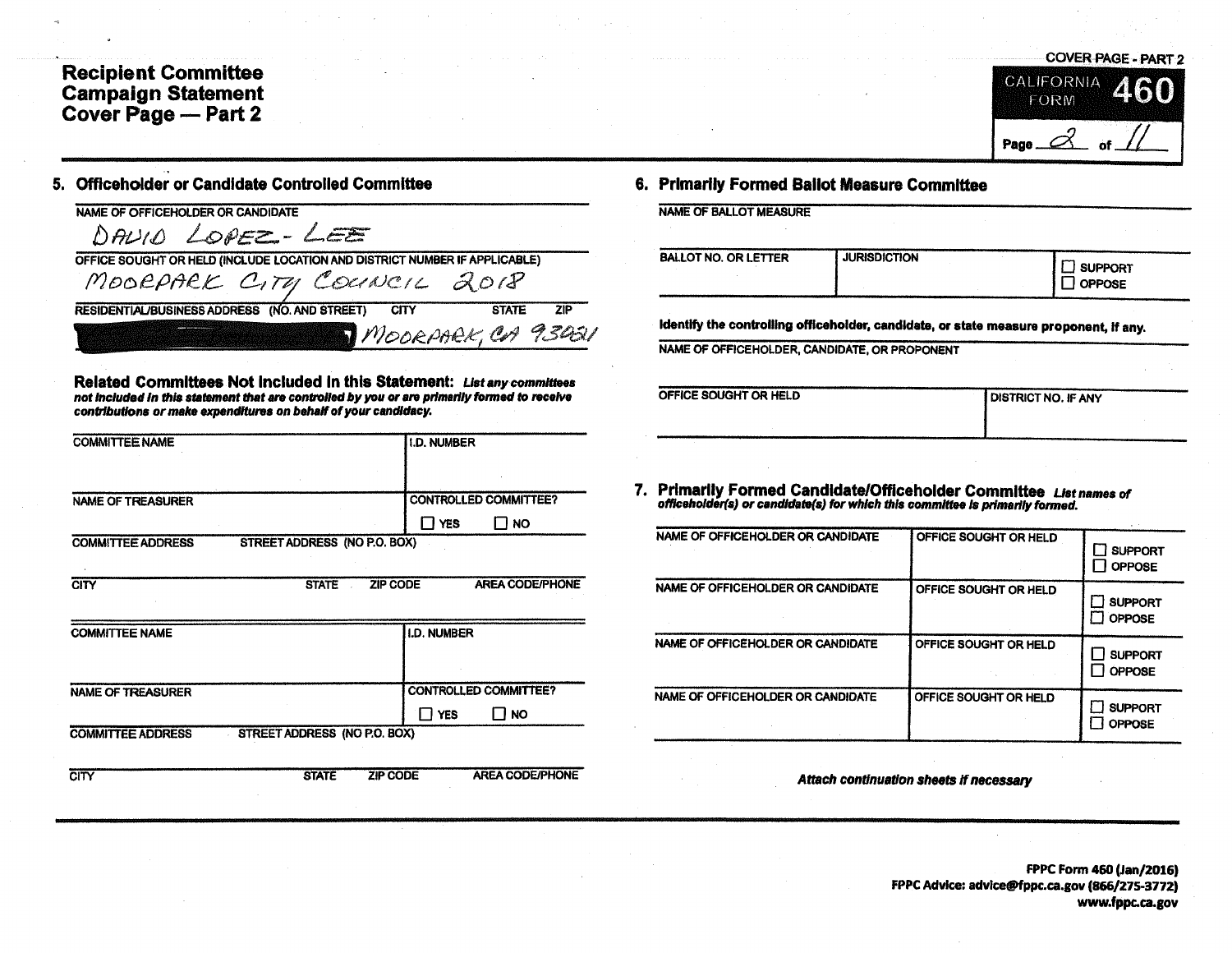# Recipient Committee Campaign Statement Cover Page — Part 2

COVER PAGE - PART 2

CALIFORNIA FORM **460**

Page 2 of 11

## 5. Officeholder or Candidate Controlled Committee

| NAME OF OFFICEHOLDER OR CANDIDATE |
|---|
| DAVID LOPEZ-LEE |

| OFFICE SOUGHT OR HELD (INCLUDE LOCATION AND DISTRICT NUMBER IF APPLICABLE) |
|---|
| MOORPARK CITY COUNCIL 2018 |

| RESIDENTIAL/BUSINESS ADDRESS (NO. AND STREET) | CITY | STATE | ZIP |
|---|---|---|---|
| [redacted] | MOORPARK | CA | 93021 |

**Related Committees Not Included in this Statement:** ***List any committees not included in this statement that are controlled by you or are primarily formed to receive contributions or make expenditures on behalf of your candidacy.***

| COMMITTEE NAME | | | I.D. NUMBER |
|---|---|---|---|
| | | | |
| NAME OF TREASURER | | | CONTROLLED COMMITTEE? ☐ YES ☐ NO |
| COMMITTEE ADDRESS | STREET ADDRESS (NO P.O. BOX) | | |
| CITY | STATE | ZIP CODE | AREA CODE/PHONE |

| COMMITTEE NAME | | | I.D. NUMBER |
|---|---|---|---|
| | | | |
| NAME OF TREASURER | | | CONTROLLED COMMITTEE? ☐ YES ☐ NO |
| COMMITTEE ADDRESS | STREET ADDRESS (NO P.O. BOX) | | |
| CITY | STATE | ZIP CODE | AREA CODE/PHONE |

## 6. Primarily Formed Ballot Measure Committee

| NAME OF BALLOT MEASURE | | |
|---|---|---|
| | | |
| BALLOT NO. OR LETTER | JURISDICTION | ☐ SUPPORT ☐ OPPOSE |

**Identify the controlling officeholder, candidate, or state measure proponent, if any.**

| NAME OF OFFICEHOLDER, CANDIDATE, OR PROPONENT | |
|---|---|
| | |
| OFFICE SOUGHT OR HELD | DISTRICT NO. IF ANY |

## 7. Primarily Formed Candidate/Officeholder Committee

***List names of officeholder(s) or candidate(s) for which this committee is primarily formed.***

| NAME OF OFFICEHOLDER OR CANDIDATE | OFFICE SOUGHT OR HELD | |
|---|---|---|
| | | ☐ SUPPORT ☐ OPPOSE |
| NAME OF OFFICEHOLDER OR CANDIDATE | OFFICE SOUGHT OR HELD | ☐ SUPPORT ☐ OPPOSE |
| NAME OF OFFICEHOLDER OR CANDIDATE | OFFICE SOUGHT OR HELD | ☐ SUPPORT ☐ OPPOSE |
| NAME OF OFFICEHOLDER OR CANDIDATE | OFFICE SOUGHT OR HELD | ☐ SUPPORT ☐ OPPOSE |

***Attach continuation sheets if necessary***

**FPPC Form 460 (Jan/2016)**
**FPPC Advice: advice@fppc.ca.gov (866/275-3772)**
**www.fppc.ca.gov**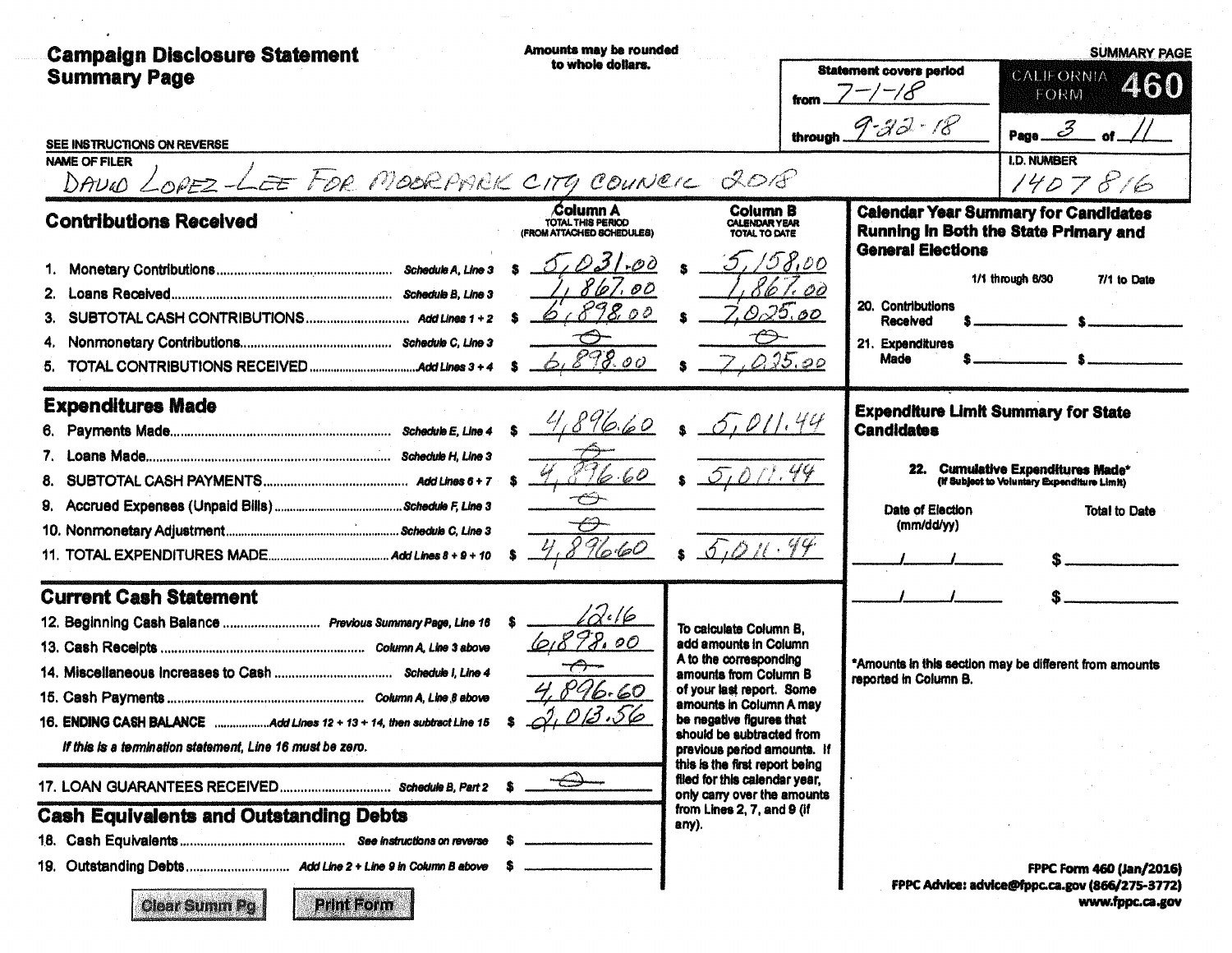# Campaign Disclosure Statement Summary Page

Amounts may be rounded to whole dollars.

**SUMMARY PAGE**

**CALIFORNIA FORM 460**

Statement covers period from 7-1-18 through 9-22-18

Page 3 of 11

SEE INSTRUCTIONS ON REVERSE

NAME OF FILER: DAVID LOPEZ-LEE FOR MOORPARK CITY COUNCIL 2018

I.D. NUMBER: 1407816

## Contributions Received

| | | Column A TOTAL THIS PERIOD (FROM ATTACHED SCHEDULES) | Column B CALENDAR YEAR TOTAL TO DATE |
|---|---|---|---|
| 1. Monetary Contributions | Schedule A, Line 3 | $ 5,031.00 | $ 5,158.00 |
| 2. Loans Received | Schedule B, Line 3 | 1,867.00 | 1,867.00 |
| 3. SUBTOTAL CASH CONTRIBUTIONS | Add Lines 1 + 2 | $ 6,898.00 | $ 7,025.00 |
| 4. Nonmonetary Contributions | Schedule C, Line 3 | -0- | -0- |
| 5. TOTAL CONTRIBUTIONS RECEIVED | Add Lines 3 + 4 | $ 6,898.00 | $ 7,025.00 |

## Expenditures Made

| | | Column A | Column B |
|---|---|---|---|
| 6. Payments Made | Schedule E, Line 4 | $ 4,896.60 | $ 5,011.44 |
| 7. Loans Made | Schedule H, Line 3 | -0- | |
| 8. SUBTOTAL CASH PAYMENTS | Add Lines 6 + 7 | $ 4,896.60 | $ 5,011.44 |
| 9. Accrued Expenses (Unpaid Bills) | Schedule F, Line 3 | -0- | |
| 10. Nonmonetary Adjustment | Schedule C, Line 3 | -0- | |
| 11. TOTAL EXPENDITURES MADE | Add Lines 8 + 9 + 10 | $ 4,896.60 | $ 5,011.44 |

## Current Cash Statement

| | | |
|---|---|---|
| 12. Beginning Cash Balance | Previous Summary Page, Line 16 | $ 12.16 |
| 13. Cash Receipts | Column A, Line 3 above | 6,898.00 |
| 14. Miscellaneous Increases to Cash | Schedule I, Line 4 | -0- |
| 15. Cash Payments | Column A, Line 8 above | 4,896.60 |
| 16. ENDING CASH BALANCE | Add Lines 12 + 13 + 14, then subtract Line 15 | $ 2,013.56 |

*If this is a termination statement, Line 16 must be zero.*

| | | |
|---|---|---|
| 17. LOAN GUARANTEES RECEIVED | Schedule B, Part 2 | $ -0- |

To calculate Column B, add amounts in Column A to the corresponding amounts from Column B of your last report. Some amounts in Column A may be negative figures that should be subtracted from previous period amounts. If this is the first report being filed for this calendar year, only carry over the amounts from Lines 2, 7, and 9 (if any).

## Cash Equivalents and Outstanding Debts

| | | |
|---|---|---|
| 18. Cash Equivalents | See instructions on reverse | $ |
| 19. Outstanding Debts | Add Line 2 + Line 9 in Column B above | $ |

## Calendar Year Summary for Candidates Running in Both the State Primary and General Elections

| | 1/1 through 6/30 | 7/1 to Date |
|---|---|---|
| 20. Contributions Received | $ | $ |
| 21. Expenditures Made | $ | $ |

## Expenditure Limit Summary for State Candidates

**22. Cumulative Expenditures Made*** (If Subject to Voluntary Expenditure Limit)

| Date of Election (mm/dd/yy) | Total to Date |
|---|---|
| / / | $ |
| / / | $ |

*Amounts in this section may be different from amounts reported in Column B.

FPPC Form 460 (Jan/2016)
FPPC Advice: advice@fppc.ca.gov (866/275-3772)
www.fppc.ca.gov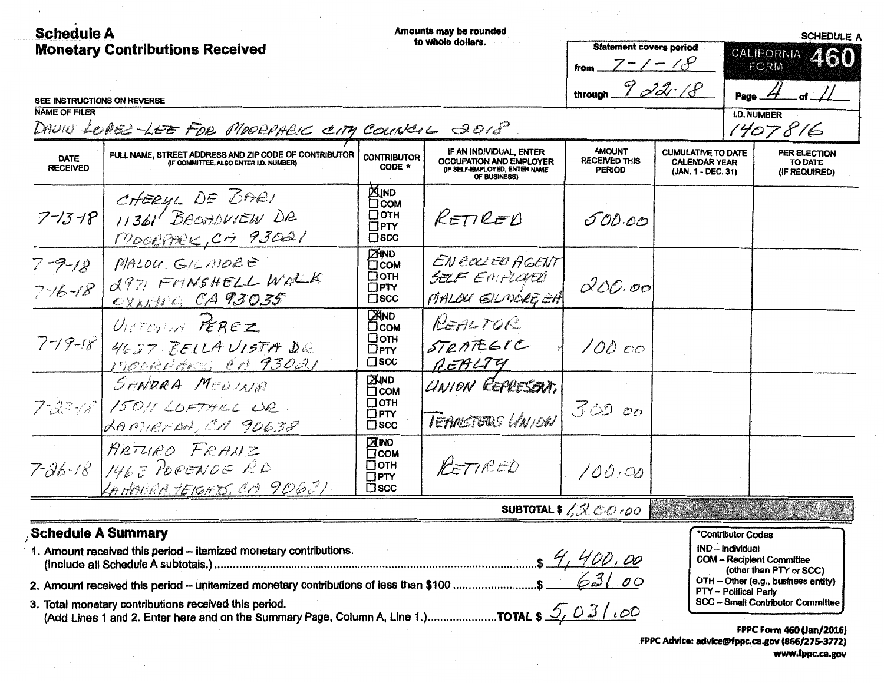# Schedule A
## Monetary Contributions Received

Amounts may be rounded to whole dollars.

SCHEDULE A

CALIFORNIA FORM **460**

Statement covers period from 7-1-18 through 9-22-18

Page 4 of 11

SEE INSTRUCTIONS ON REVERSE

NAME OF FILER: DAVID LOPEZ-LEE FOR MOORPARK CITY COUNCIL 2018

I.D. NUMBER: 1407816

| DATE RECEIVED | FULL NAME, STREET ADDRESS AND ZIP CODE OF CONTRIBUTOR (IF COMMITTEE, ALSO ENTER I.D. NUMBER) | CONTRIBUTOR CODE * | IF AN INDIVIDUAL, ENTER OCCUPATION AND EMPLOYER (IF SELF-EMPLOYED, ENTER NAME OF BUSINESS) | AMOUNT RECEIVED THIS PERIOD | CUMULATIVE TO DATE CALENDAR YEAR (JAN. 1 - DEC. 31) | PER ELECTION TO DATE (IF REQUIRED) |
|---|---|---|---|---|---|---|
| 7-13-18 | CHERYL DE BARI<br>11361 BROADVIEW DR<br>MOORPARK, CA 93021 | ☒IND ☐COM ☐OTH ☐PTY ☐SCC | RETIRED | 500.00 | | |
| 7-9-18<br>7-16-18 | MALOU GILMORE<br>2971 FANSHELL WALK<br>OXNARD CA 93035 | ☒IND ☐COM ☐OTH ☐PTY ☐SCC | ENROLLED AGENT<br>SELF EMPLOYED<br>MALOU GILMORE EA | 200.00 | | |
| 7-19-18 | VICTORIA PEREZ<br>4627 BELLA VISTA DR<br>MOORPARK CA 93021 | ☒IND ☐COM ☐OTH ☐PTY ☐SCC | REALTOR<br>STRATEGIC REALTY | 100.00 | | |
| 7-23-18 | SANDRA MEDINA<br>15011 LOFTHILL DR<br>LA MIRADA, CA 90638 | ☒IND ☐COM ☐OTH ☐PTY ☐SCC | UNION REPRESENT.<br>TEAMSTERS UNION | 300.00 | | |
| 7-26-18 | ARTURO FRANZ<br>1463 POPENOE RD<br>LA HABRA HEIGHTS, CA 90631 | ☒IND ☐COM ☐OTH ☐PTY ☐SCC | RETIRED | 100.00 | | |
| | | | SUBTOTAL $ | 1,200.00 | | |

## Schedule A Summary

1. Amount received this period – itemized monetary contributions. (Include all Schedule A subtotals.) ........ $ 4,400.00
2. Amount received this period – unitemized monetary contributions of less than $100 ........ $ 631.00
3. Total monetary contributions received this period. (Add Lines 1 and 2. Enter here and on the Summary Page, Column A, Line 1.) ........ TOTAL $ 5,031.00

*Contributor Codes
- IND – Individual
- COM – Recipient Committee (other than PTY or SCC)
- OTH – Other (e.g., business entity)
- PTY – Political Party
- SCC – Small Contributor Committee

FPPC Form 460 (Jan/2016)
FPPC Advice: advice@fppc.ca.gov (866/275-3772)
www.fppc.ca.gov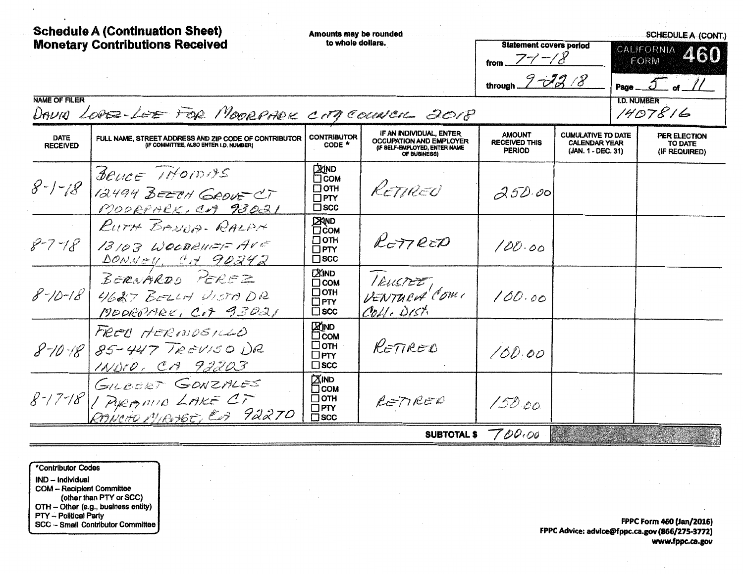# Schedule A (Continuation Sheet)
# Monetary Contributions Received

Amounts may be rounded to whole dollars.

**SCHEDULE A (CONT.)**

**CALIFORNIA FORM 460**

Statement covers period from 7-1-18 through 9-22-18

Page 5 of 11

**NAME OF FILER**
DAVID LOPEZ-LEE FOR MOORPARK CITY COUNCIL 2018

**I.D. NUMBER**
1407816

| DATE RECEIVED | FULL NAME, STREET ADDRESS AND ZIP CODE OF CONTRIBUTOR (IF COMMITTEE, ALSO ENTER I.D. NUMBER) | CONTRIBUTOR CODE * | IF AN INDIVIDUAL, ENTER OCCUPATION AND EMPLOYER (IF SELF-EMPLOYED, ENTER NAME OF BUSINESS) | AMOUNT RECEIVED THIS PERIOD | CUMULATIVE TO DATE CALENDAR YEAR (JAN. 1 - DEC. 31) | PER ELECTION TO DATE (IF REQUIRED) |
|---|---|---|---|---|---|---|
| 8-1-18 | BRUCE THOMAS<br>12494 BEECH GROVE CT<br>MOORPARK, CA 93021 | ☒ IND<br>☐ COM<br>☐ OTH<br>☐ PTY<br>☐ SCC | RETIRED | 250.00 | | |
| 8-7-18 | RUTH BANDA-RALPH<br>13103 WOODRUFF AVE<br>DOWNEY, CA 90242 | ☒ IND<br>☐ COM<br>☐ OTH<br>☐ PTY<br>☐ SCC | RETIRED | 100.00 | | |
| 8-10-18 | BERNARDO PEREZ<br>4627 BELLA VISTA DR<br>MOORPARK, CA 93021 | ☒ IND<br>☐ COM<br>☐ OTH<br>☐ PTY<br>☐ SCC | TRUSTEE, VENTURA COMM. COLL. DIST. | 100.00 | | |
| 8-10-18 | FRED HERMOSILLO<br>85-447 TREVISO DR<br>INDIO, CA 92203 | ☒ IND<br>☐ COM<br>☐ OTH<br>☐ PTY<br>☐ SCC | RETIRED | 100.00 | | |
| 8-17-18 | GILBERT GONZALES<br>1 PYRAMID LAKE CT<br>RANCHO MIRAGE, CA 92270 | ☒ IND<br>☐ COM<br>☐ OTH<br>☐ PTY<br>☐ SCC | RETIRED | 150.00 | | |
| | | | **SUBTOTAL $** | 700.00 | | |

*Contributor Codes
- IND – Individual
- COM – Recipient Committee (other than PTY or SCC)
- OTH – Other (e.g., business entity)
- PTY – Political Party
- SCC – Small Contributor Committee

FPPC Form 460 (Jan/2016)
FPPC Advice: advice@fppc.ca.gov (866/275-3772)
www.fppc.ca.gov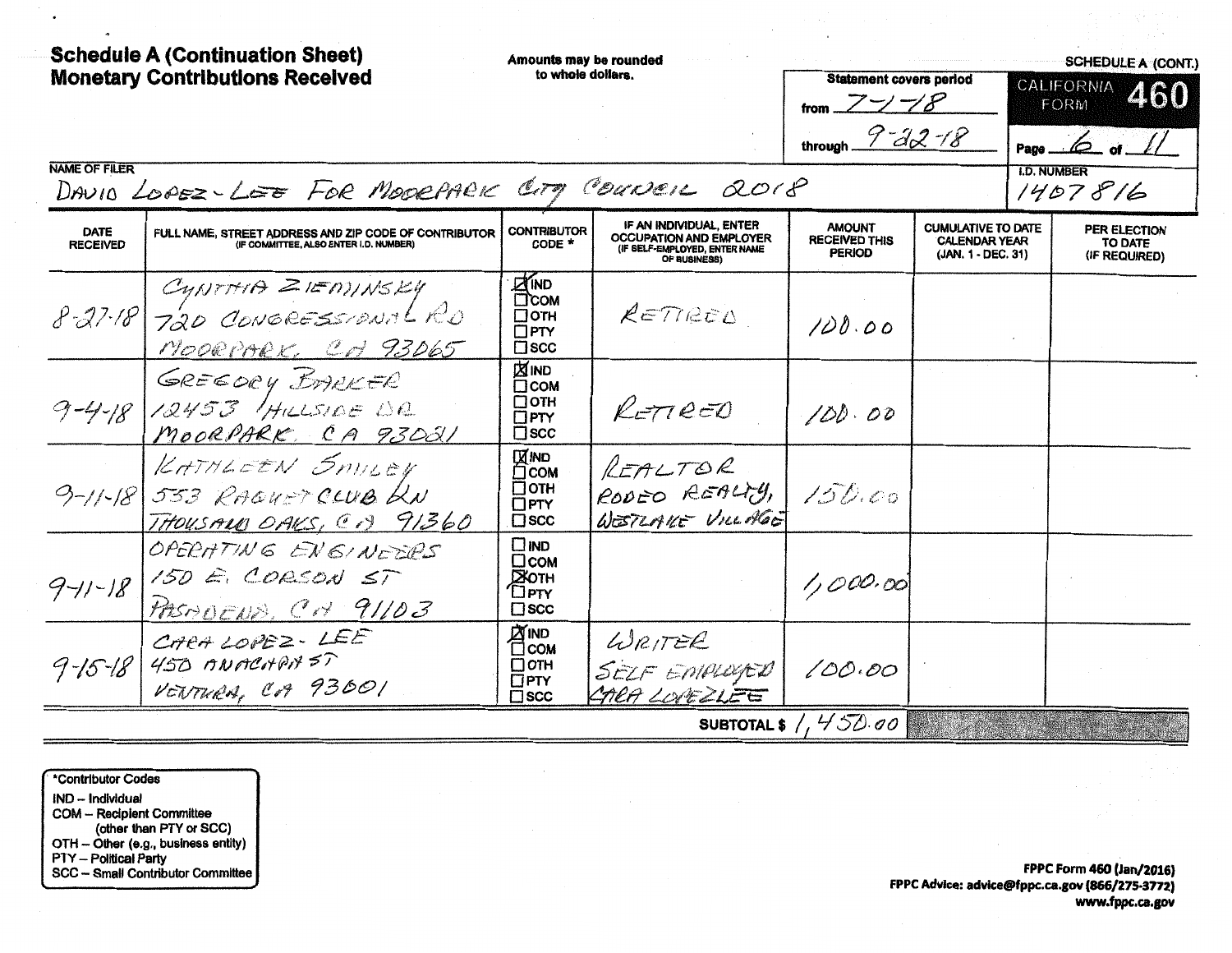# Schedule A (Continuation Sheet)
# Monetary Contributions Received

Amounts may be rounded to whole dollars.

SCHEDULE A (CONT.)

CALIFORNIA FORM **460**

Statement covers period
from 7-1-18
through 9-22-18

Page 6 of 11

**NAME OF FILER**
DAVID LOPEZ-LEE FOR MOORPARK CITY COUNCIL 2018

**I.D. NUMBER**
1407816

| DATE RECEIVED | FULL NAME, STREET ADDRESS AND ZIP CODE OF CONTRIBUTOR (IF COMMITTEE, ALSO ENTER I.D. NUMBER) | CONTRIBUTOR CODE * | IF AN INDIVIDUAL, ENTER OCCUPATION AND EMPLOYER (IF SELF-EMPLOYED, ENTER NAME OF BUSINESS) | AMOUNT RECEIVED THIS PERIOD | CUMULATIVE TO DATE CALENDAR YEAR (JAN. 1 - DEC. 31) | PER ELECTION TO DATE (IF REQUIRED) |
|---|---|---|---|---|---|---|
| 8-27-18 | CYNTHIA ZIEMINSKY<br>720 CONGRESSIONAL RD<br>MOORPARK, CA 93065 | ☒ IND<br>☐ COM<br>☐ OTH<br>☐ PTY<br>☐ SCC | RETIRED | 100.00 | | |
| 9-4-18 | GREGORY BARKER<br>12453 HILLSIDE DR<br>MOORPARK, CA 93021 | ☒ IND<br>☐ COM<br>☐ OTH<br>☐ PTY<br>☐ SCC | RETIRED | 100.00 | | |
| 9-11-18 | KATHLEEN SMILEY<br>553 RACQUET CLUB LN<br>THOUSAND OAKS, CA 91360 | ☒ IND<br>☐ COM<br>☐ OTH<br>☐ PTY<br>☐ SCC | REALTOR<br>RODEO REALTY,<br>WESTLAKE VILLAGE | 150.00 | | |
| 9-11-18 | OPERATING ENGINEERS<br>150 E. CORSON ST<br>PASADENA, CA 91103 | ☐ IND<br>☐ COM<br>☒ OTH<br>☐ PTY<br>☐ SCC | | 1,000.00 | | |
| 9-15-18 | CARA LOPEZ-LEE<br>450 ANACAPA ST<br>VENTURA, CA 93001 | ☒ IND<br>☐ COM<br>☐ OTH<br>☐ PTY<br>☐ SCC | WRITER<br>SELF EMPLOYED<br>CARA LOPEZLEE | 100.00 | | |
| | | | **SUBTOTAL $** | 1,450.00 | | |

*Contributor Codes
IND – Individual
COM – Recipient Committee (other than PTY or SCC)
OTH – Other (e.g., business entity)
PTY – Political Party
SCC – Small Contributor Committee

**FPPC Form 460 (Jan/2016)**
**FPPC Advice: advice@fppc.ca.gov (866/275-3772)**
**www.fppc.ca.gov**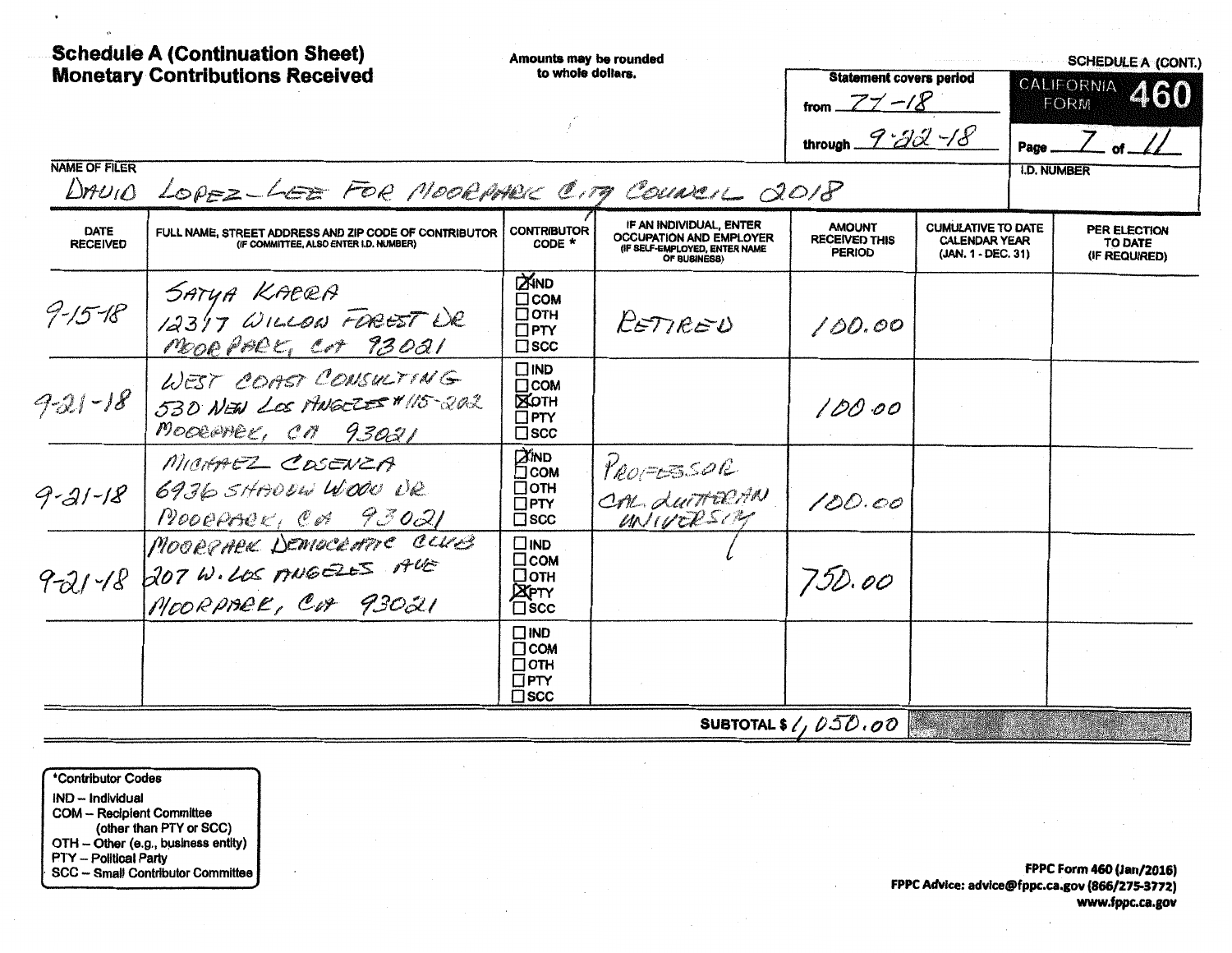# Schedule A (Continuation Sheet)
# Monetary Contributions Received

Amounts may be rounded to whole dollars.

**SCHEDULE A (CONT.)**

**CALIFORNIA FORM 460**

Statement covers period
from 7-1-18
through 9-22-18

Page 7 of 11

NAME OF FILER: DAVID LOPEZ-LEE FOR MOORPARK CITY COUNCIL 2018

I.D. NUMBER:

| DATE RECEIVED | FULL NAME, STREET ADDRESS AND ZIP CODE OF CONTRIBUTOR (IF COMMITTEE, ALSO ENTER I.D. NUMBER) | CONTRIBUTOR CODE * | IF AN INDIVIDUAL, ENTER OCCUPATION AND EMPLOYER (IF SELF-EMPLOYED, ENTER NAME OF BUSINESS) | AMOUNT RECEIVED THIS PERIOD | CUMULATIVE TO DATE CALENDAR YEAR (JAN. 1 - DEC. 31) | PER ELECTION TO DATE (IF REQUIRED) |
|---|---|---|---|---|---|---|
| 9-15-18 | SATYA KAPRA<br>12317 WILLOW FOREST DR<br>MOORPARK, CA 93021 | ☒ IND ☐ COM ☐ OTH ☐ PTY ☐ SCC | RETIRED | 100.00 | | |
| 9-21-18 | WEST COAST CONSULTING<br>530 NEW LOS ANGELES #115-202<br>MOORPARK, CA 93021 | ☐ IND ☐ COM ☒ OTH ☐ PTY ☐ SCC | | 100.00 | | |
| 9-21-18 | MICHAEL COSENZA<br>6936 SHADOW WOOD DR<br>MOORPARK, CA 93021 | ☒ IND ☐ COM ☐ OTH ☐ PTY ☐ SCC | PROFESSOR<br>CAL LUTHERAN UNIVERSITY | 100.00 | | |
| 9-21-18 | MOORPARK DEMOCRATIC CLUB<br>207 W. LOS ANGELES AVE<br>MOORPARK, CA 93021 | ☐ IND ☐ COM ☐ OTH ☒ PTY ☐ SCC | | 750.00 | | |
| | | ☐ IND ☐ COM ☐ OTH ☐ PTY ☐ SCC | | | | |

**SUBTOTAL $** 1,050.00

*Contributor Codes
- IND – Individual
- COM – Recipient Committee (other than PTY or SCC)
- OTH – Other (e.g., business entity)
- PTY – Political Party
- SCC – Small Contributor Committee

**FPPC Form 460 (Jan/2016)**
**FPPC Advice: advice@fppc.ca.gov (866/275-3772)**
**www.fppc.ca.gov**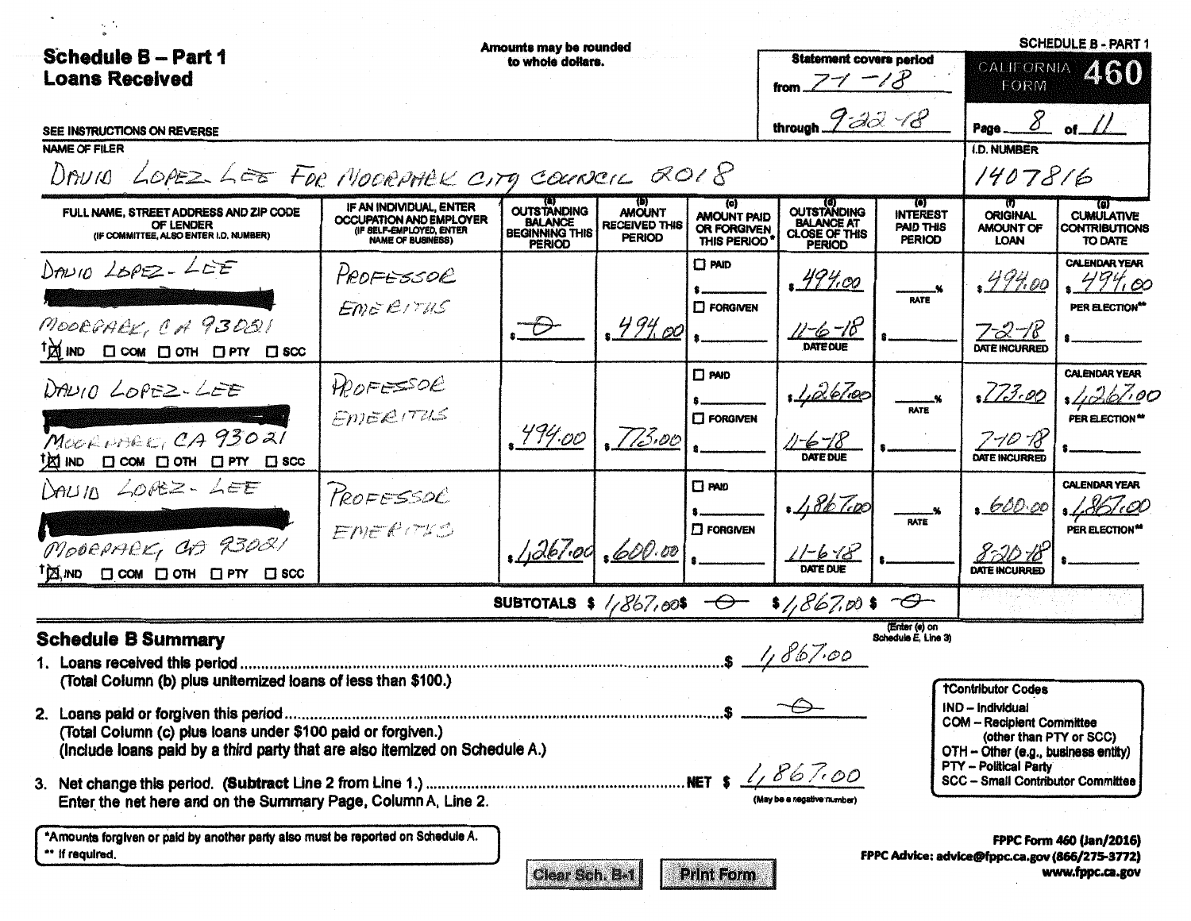# Schedule B – Part 1
## Loans Received

Amounts may be rounded to whole dollars.

Statement covers period from 7-1-18 through 9-22-18

SCHEDULE B - PART 1 — CALIFORNIA FORM 460

Page 8 of 11

SEE INSTRUCTIONS ON REVERSE

NAME OF FILER: DAVID LOPEZ-LEE FOR MOORPARK CITY COUNCIL 2018

I.D. NUMBER: 1407816

| FULL NAME, STREET ADDRESS AND ZIP CODE OF LENDER (IF COMMITTEE, ALSO ENTER I.D. NUMBER) | IF AN INDIVIDUAL, ENTER OCCUPATION AND EMPLOYER (IF SELF-EMPLOYED, ENTER NAME OF BUSINESS) | (a) OUTSTANDING BALANCE BEGINNING THIS PERIOD | (b) AMOUNT RECEIVED THIS PERIOD | (c) AMOUNT PAID OR FORGIVEN THIS PERIOD* | (d) OUTSTANDING BALANCE AT CLOSE OF THIS PERIOD | (e) INTEREST PAID THIS PERIOD | (f) ORIGINAL AMOUNT OF LOAN | (g) CUMULATIVE CONTRIBUTIONS TO DATE |
|---|---|---|---|---|---|---|---|---|
| DAVID LOPEZ-LEE [redacted] MOORPARK, CA 93021 †☒ IND ☐ COM ☐ OTH ☐ PTY ☐ SCC | PROFESSOR EMERITUS | $ -0- | $ 494.00 | ☐ PAID $ ☐ FORGIVEN $ | $ 494.00 DATE DUE 11-6-18 | ___% RATE $ | $ 494.00 DATE INCURRED 7-2-18 | CALENDAR YEAR $ 494.00 PER ELECTION** $ |
| DAVID LOPEZ-LEE [redacted] MOORPARK, CA 93021 †☒ IND ☐ COM ☐ OTH ☐ PTY ☐ SCC | PROFESSOR EMERITUS | $ 494.00 | $ 773.00 | ☐ PAID $ ☐ FORGIVEN $ | $ 1,267.00 DATE DUE 11-6-18 | ___% RATE $ | $ 773.00 DATE INCURRED 7-10-18 | CALENDAR YEAR $ 1,267.00 PER ELECTION** $ |
| DAVID LOPEZ-LEE [redacted] MOORPARK, CA 93021 †☒ IND ☐ COM ☐ OTH ☐ PTY ☐ SCC | PROFESSOR EMERITUS | $ 1,267.00 | $ 600.00 | ☐ PAID $ ☐ FORGIVEN $ | $ 1,867.00 DATE DUE 11-6-18 | ___% RATE $ | $ 600.00 DATE INCURRED 8-20-18 | CALENDAR YEAR $ 1,867.00 PER ELECTION** $ |
| | SUBTOTALS | | $ 1,867.00 | $ -0- | $ 1,867.00 | $ -0- (Enter (e) on Schedule E, Line 3) | | |

## Schedule B Summary

1. Loans received this period .............................................$ 1,867.00
   (Total Column (b) plus unitemized loans of less than $100.)

2. Loans paid or forgiven this period .............................................$ -0-
   (Total Column (c) plus loans under $100 paid or forgiven.)
   (Include loans paid by a third party that are also itemized on Schedule A.)

3. Net change this period. (Subtract Line 2 from Line 1.) .............................................NET $ 1,867.00 (May be a negative number)
   Enter the net here and on the Summary Page, Column A, Line 2.

†Contributor Codes
- IND – Individual
- COM – Recipient Committee (other than PTY or SCC)
- OTH – Other (e.g., business entity)
- PTY – Political Party
- SCC – Small Contributor Committee

*Amounts forgiven or paid by another party also must be reported on Schedule A.
** If required.

FPPC Form 460 (Jan/2016)
FPPC Advice: advice@fppc.ca.gov (866/275-3772)
www.fppc.ca.gov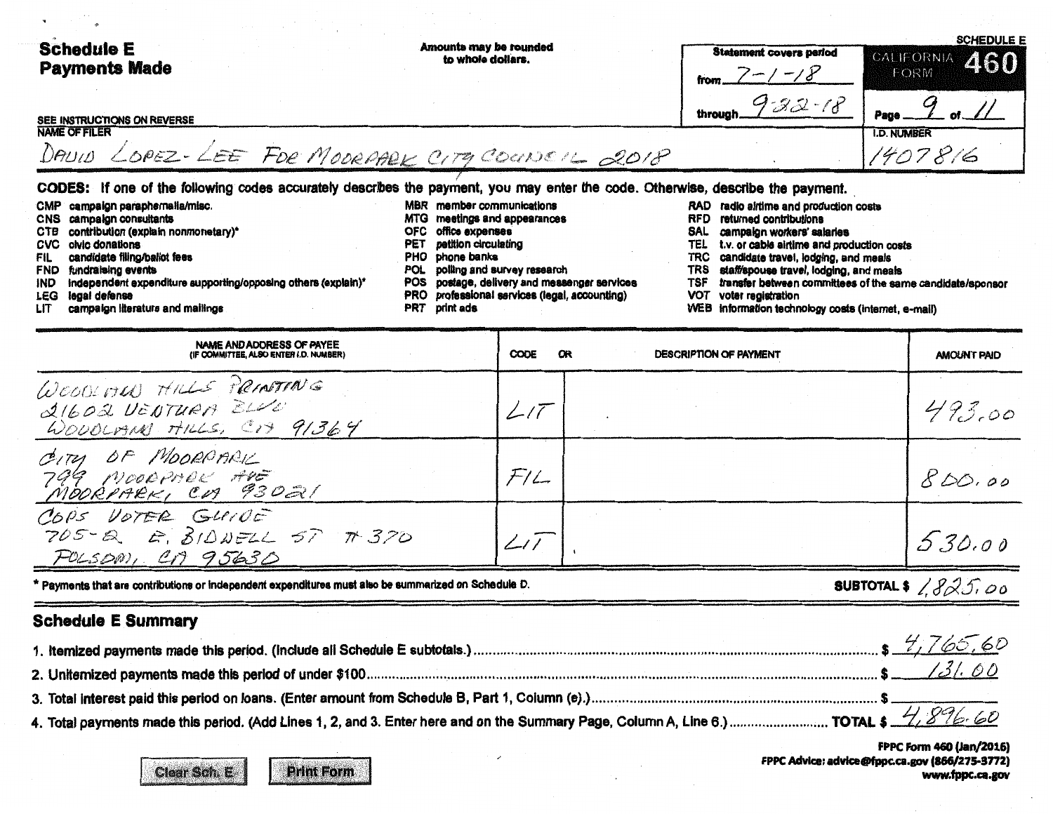# Schedule E
# Payments Made

Amounts may be rounded to whole dollars.

Statement covers period from 7-1-18 through 9-22-18

SCHEDULE E
CALIFORNIA FORM **460**

SEE INSTRUCTIONS ON REVERSE

NAME OF FILER: DAVID LOPEZ-LEE FOR MOORPARK CITY COUNCIL 2018

I.D. NUMBER: 1407816

**CODES:** If one of the following codes accurately describes the payment, you may enter the code. Otherwise, describe the payment.

- CMP campaign paraphernalia/misc.
- CNS campaign consultants
- CTB contribution (explain nonmonetary)*
- CVC civic donations
- FIL candidate filing/ballot fees
- FND fundraising events
- IND independent expenditure supporting/opposing others (explain)*
- LEG legal defense
- LIT campaign literature and mailings
- MBR member communications
- MTG meetings and appearances
- OFC office expenses
- PET petition circulating
- PHO phone banks
- POL polling and survey research
- POS postage, delivery and messenger services
- PRO professional services (legal, accounting)
- PRT print ads
- RAD radio airtime and production costs
- RFD returned contributions
- SAL campaign workers' salaries
- TEL t.v. or cable airtime and production costs
- TRC candidate travel, lodging, and meals
- TRS staff/spouse travel, lodging, and meals
- TSF transfer between committees of the same candidate/sponsor
- VOT voter registration
- WEB information technology costs (internet, e-mail)

| NAME AND ADDRESS OF PAYEE (IF COMMITTEE, ALSO ENTER I.D. NUMBER) | CODE | OR DESCRIPTION OF PAYMENT | AMOUNT PAID |
|---|---|---|---|
| WOODLAND HILLS PRINTING 21602 VENTURA BLVD WOODLAND HILLS, CA 91364 | LIT | | 493.00 |
| CITY OF MOORPARK 799 MOORPARK AVE MOORPARK, CA 93021 | FIL | | 800.00 |
| COPS VOTER GUIDE 705-2 E. BIDWELL ST #370 FOLSOM, CA 95630 | LIT | | 530.00 |

\* Payments that are contributions or independent expenditures must also be summarized on Schedule D.

**SUBTOTAL $** 1,825.00

## Schedule E Summary

1. Itemized payments made this period. (Include all Schedule E subtotals.) ..... $ 4,765.60
2. Unitemized payments made this period of under $100 ..... $ 131.00
3. Total interest paid this period on loans. (Enter amount from Schedule B, Part 1, Column (e).) ..... $
4. Total payments made this period. (Add Lines 1, 2, and 3. Enter here and on the Summary Page, Column A, Line 6.) ..... TOTAL $ 4,896.60

FPPC Form 460 (Jan/2016)
FPPC Advice: advice@fppc.ca.gov (866/275-3772)
www.fppc.ca.gov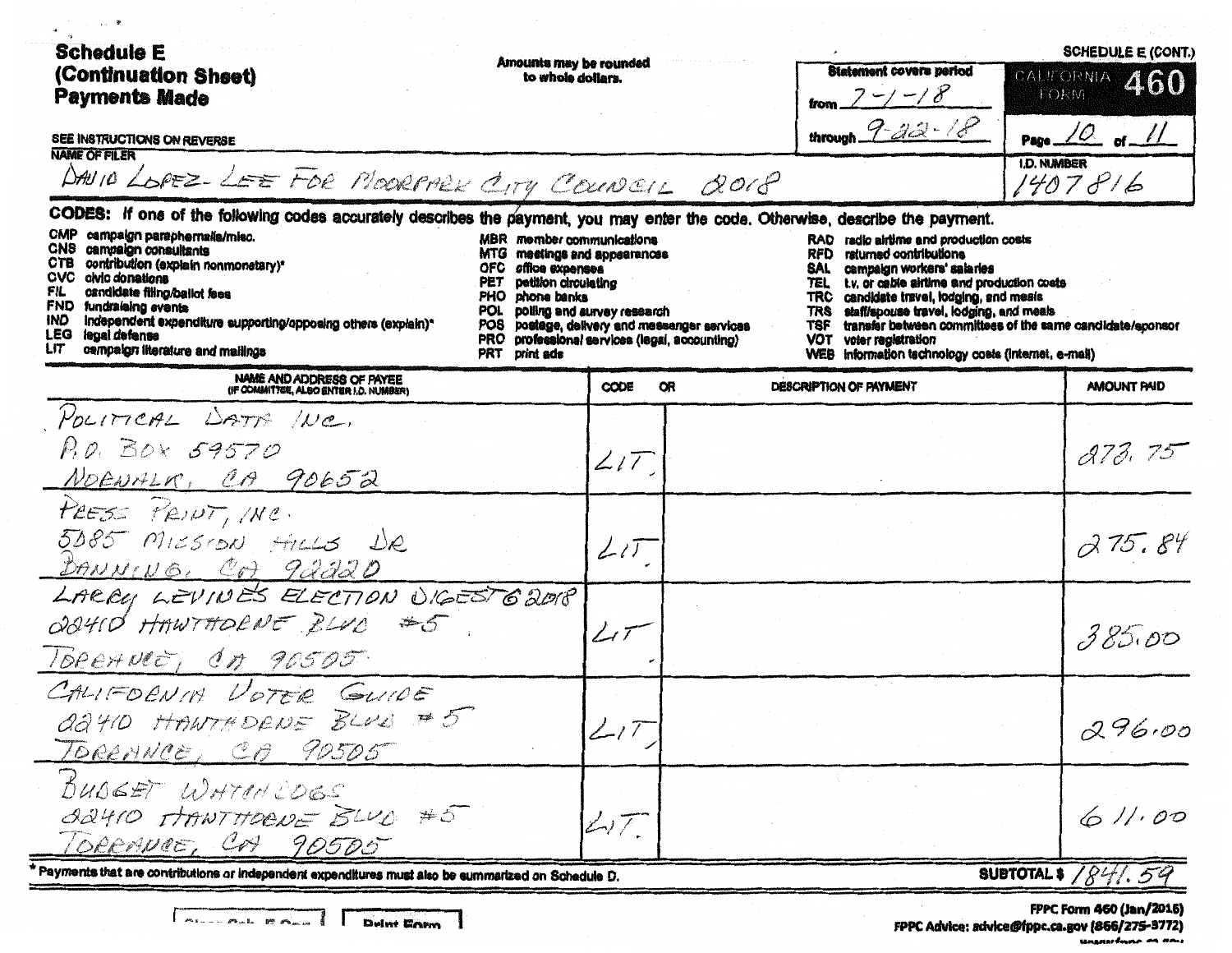# Schedule E (Continuation Sheet) Payments Made

**SCHEDULE E (CONT.)**

**CALIFORNIA FORM 460**

Amounts may be rounded to whole dollars.

Statement covers period from 7-1-18 through 9-22-18

Page 10 of 11

SEE INSTRUCTIONS ON REVERSE

NAME OF FILER: DAVID LOPEZ-LEE FOR MOORPARK CITY COUNCIL 2018

I.D. NUMBER: 1407816

**CODES:** If one of the following codes accurately describes the payment, you may enter the code. Otherwise, describe the payment.

- CMP campaign paraphernalia/misc.
- CNS campaign consultants
- CTB contribution (explain nonmonetary)*
- CVC civic donations
- FIL candidate filing/ballot fees
- FND fundraising events
- IND independent expenditure supporting/opposing others (explain)*
- LEG legal defense
- LIT campaign literature and mailings
- MBR member communications
- MTG meetings and appearances
- OFC office expenses
- PET petition circulating
- PHO phone banks
- POL polling and survey research
- POS postage, delivery and messenger services
- PRO professional services (legal, accounting)
- PRT print ads
- RAD radio airtime and production costs
- RFD returned contributions
- SAL campaign workers' salaries
- TEL t.v. or cable airtime and production costs
- TRC candidate travel, lodging, and meals
- TRS staff/spouse travel, lodging, and meals
- TSF transfer between committees of the same candidate/sponsor
- VOT voter registration
- WEB information technology costs (internet, e-mail)

| NAME AND ADDRESS OF PAYEE (IF COMMITTEE, ALSO ENTER I.D. NUMBER) | CODE | OR DESCRIPTION OF PAYMENT | AMOUNT PAID |
|---|---|---|---|
| POLITICAL DATA INC. P.O. BOX 59570 NORWALK, CA 90652 | LIT. | | 273.75 |
| PRESS PRINT, INC. 5085 MISSION HILLS DR BANNING, CA 92220 | LIT. | | 275.84 |
| LARRY LEVINE'S ELECTION DIGEST 6 2018 22410 HAWTHORNE BLVD #5 TORRANCE, CA 90505 | LIT | | 385.00 |
| CALIFORNIA VOTER GUIDE 22410 HAWTHORNE BLVD #5 TORRANCE, CA 90505 | LIT. | | 296.00 |
| BUDGET WATCHDOGS 22410 HAWTHORNE BLVD #5 TORRANCE, CA 90505 | LIT. | | 611.00 |

\* Payments that are contributions or independent expenditures must also be summarized on Schedule D.

**SUBTOTAL $** 1841.59

FPPC Form 460 (Jan/2016)
FPPC Advice: advice@fppc.ca.gov (866/275-3772)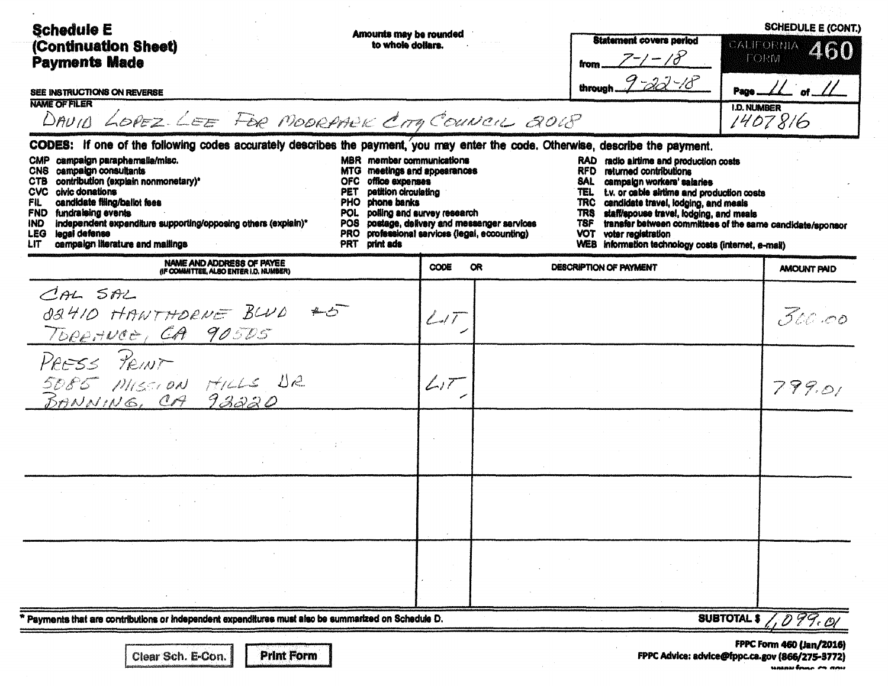# Schedule E (Continuation Sheet) Payments Made

SEE INSTRUCTIONS ON REVERSE

Amounts may be rounded to whole dollars.

Statement covers period from 7-1-18 through 9-22-18

SCHEDULE E (CONT.)

CALIFORNIA FORM **460**

Page 11 of 11

NAME OF FILER: DAVID LOPEZ-LEE FOR MOORPARK CITY COUNCIL 2018

I.D. NUMBER: 1407816

**CODES:** If one of the following codes accurately describes the payment, you may enter the code. Otherwise, describe the payment.

- CMP campaign paraphernalia/misc.
- CNS campaign consultants
- CTB contribution (explain nonmonetary)*
- CVC civic donations
- FIL candidate filing/ballot fees
- FND fundraising events
- IND independent expenditure supporting/opposing others (explain)*
- LEG legal defense
- LIT campaign literature and mailings
- MBR member communications
- MTG meetings and appearances
- OFC office expenses
- PET petition circulating
- PHO phone banks
- POL polling and survey research
- POS postage, delivery and messenger services
- PRO professional services (legal, accounting)
- PRT print ads
- RAD radio airtime and production costs
- RFD returned contributions
- SAL campaign workers' salaries
- TEL t.v. or cable airtime and production costs
- TRC candidate travel, lodging, and meals
- TRS staff/spouse travel, lodging, and meals
- TSF transfer between committees of the same candidate/sponsor
- VOT voter registration
- WEB information technology costs (internet, e-mail)

| NAME AND ADDRESS OF PAYEE (IF COMMITTEE, ALSO ENTER I.D. NUMBER) | CODE | OR DESCRIPTION OF PAYMENT | AMOUNT PAID |
|---|---|---|---|
| CAL SAL<br>22410 HAWTHORNE BLVD #5<br>TORRANCE, CA 90505 | LIT | | 300.00 |
| PRESS PRINT<br>5085 MISSION HILLS DR<br>BANNING, CA 92220 | LIT | | 799.01 |
| | | | |
| | | | |
| | | | |

\* Payments that are contributions or independent expenditures must also be summarized on Schedule D.

SUBTOTAL $ 1,099.01

FPPC Form 460 (Jan/2016)
FPPC Advice: advice@fppc.ca.gov (866/275-3772)